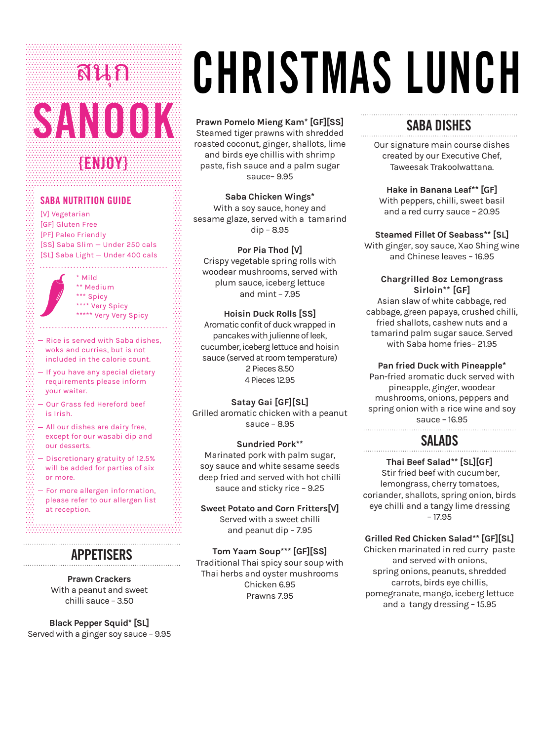สนุก

# SANOOK

{ENJOY}

## SABA NUTRITION GUIDE

- [V] Vegetarian
- [GF] Gluten Free
- [PF] Paleo Friendly
- [SS] Saba Slim — Under 250 cals
- [SL] Saba Light — Under 400 cals

- * Mild
- ** Medium
- *** Spicy
- **** Very Spicy
- ***** Very Very Spicy

- Rice is served with Saba dishes, woks and curries, but is not included in the calorie count.
- If you have any special dietary requirements please inform your waiter.
- Our Grass fed Hereford beef is Irish.
- All our dishes are dairy free, except for our wasabi dip and our desserts.
- Discretionary gratuity of 12.5% will be added for parties of six or more.
- For more allergen information, please refer to our allergen list at reception.

## APPETISERS

**Prawn Crackers**
With a peanut and sweet chilli sauce – 3.50

**Black Pepper Squid* [SL]**
Served with a ginger soy sauce – 9.95

# CHRISTMAS LUNCH

**Prawn Pomelo Mieng Kam* [GF][SS]**
Steamed tiger prawns with shredded roasted coconut, ginger, shallots, lime and birds eye chillis with shrimp paste, fish sauce and a palm sugar sauce– 9.95

**Saba Chicken Wings***
With a soy sauce, honey and sesame glaze, served with a tamarind dip – 8.95

**Por Pia Thod [V]**
Crispy vegetable spring rolls with woodear mushrooms, served with plum sauce, iceberg lettuce and mint – 7.95

**Hoisin Duck Rolls [SS]**
Aromatic confit of duck wrapped in pancakes with julienne of leek, cucumber, iceberg lettuce and hoisin sauce (served at room temperature)
2 Pieces 8.50
4 Pieces 12.95

**Satay Gai [GF][SL]**
Grilled aromatic chicken with a peanut sauce – 8.95

**Sundried Pork****
Marinated pork with palm sugar, soy sauce and white sesame seeds deep fried and served with hot chilli sauce and sticky rice – 9.25

**Sweet Potato and Corn Fritters[V]**
Served with a sweet chilli and peanut dip – 7.95

**Tom Yaam Soup*** [GF][SS]**
Traditional Thai spicy sour soup with Thai herbs and oyster mushrooms
Chicken 6.95
Prawns 7.95

## SABA DISHES

Our signature main course dishes created by our Executive Chef, Taweesak Trakoolwattana.

**Hake in Banana Leaf** [GF]**
With peppers, chilli, sweet basil and a red curry sauce – 20.95

**Steamed Fillet Of Seabass** [SL]**
With ginger, soy sauce, Xao Shing wine and Chinese leaves – 16.95

**Chargrilled 8oz Lemongrass Sirloin** [GF]**
Asian slaw of white cabbage, red cabbage, green papaya, crushed chilli, fried shallots, cashew nuts and a tamarind palm sugar sauce. Served with Saba home fries– 21.95

**Pan fried Duck with Pineapple***
Pan-fried aromatic duck served with pineapple, ginger, woodear mushrooms, onions, peppers and spring onion with a rice wine and soy sauce – 16.95

## SALADS

**Thai Beef Salad** [SL][GF]**
Stir fried beef with cucumber, lemongrass, cherry tomatoes, coriander, shallots, spring onion, birds eye chilli and a tangy lime dressing – 17.95

**Grilled Red Chicken Salad** [GF][SL]**
Chicken marinated in red curry paste and served with onions, spring onions, peanuts, shredded carrots, birds eye chillis, pomegranate, mango, iceberg lettuce and a tangy dressing – 15.95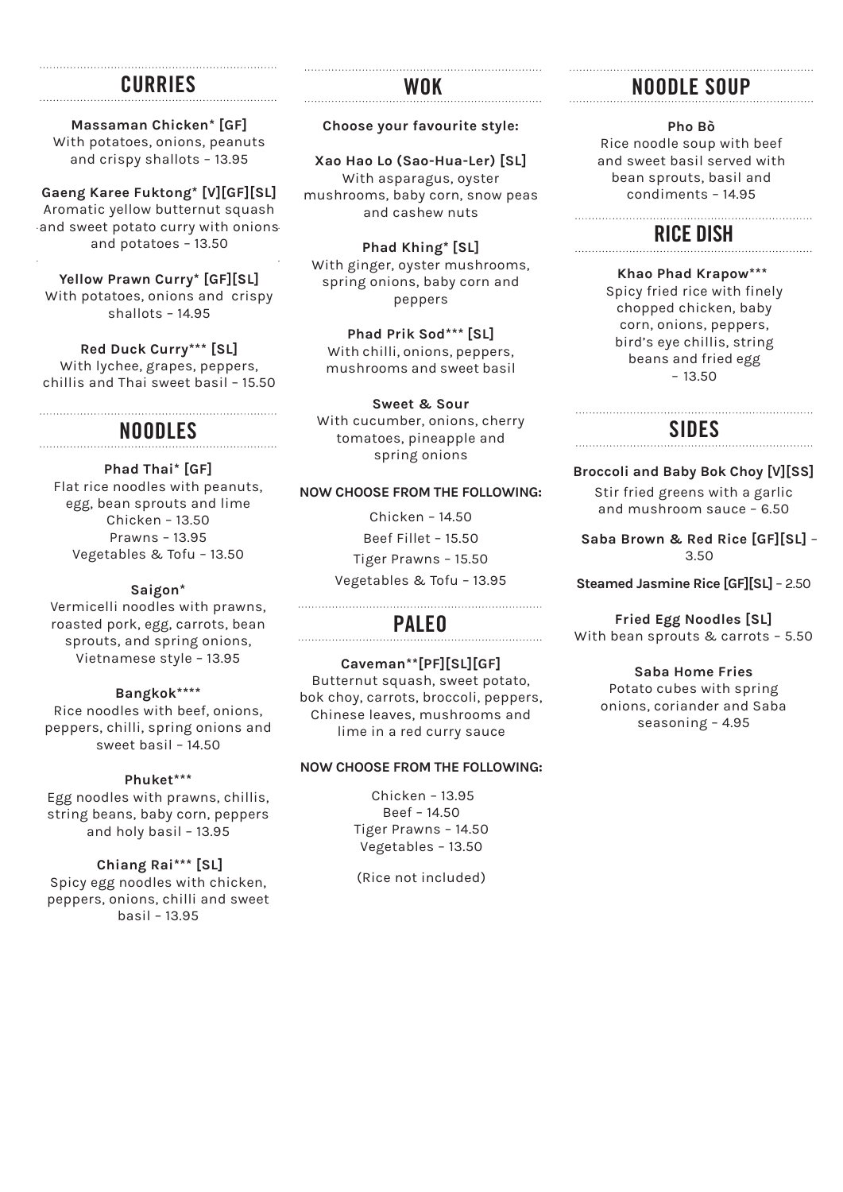## CURRIES

**Massaman Chicken* [GF]**
With potatoes, onions, peanuts and crispy shallots – 13.95

**Gaeng Karee Fuktong* [V][GF][SL]**
Aromatic yellow butternut squash and sweet potato curry with onions and potatoes – 13.50

**Yellow Prawn Curry* [GF][SL]**
With potatoes, onions and crispy shallots – 14.95

**Red Duck Curry*** [SL]**
With lychee, grapes, peppers, chillis and Thai sweet basil – 15.50

## NOODLES

**Phad Thai* [GF]**
Flat rice noodles with peanuts, egg, bean sprouts and lime
Chicken – 13.50
Prawns – 13.95
Vegetables & Tofu – 13.50

**Saigon***
Vermicelli noodles with prawns, roasted pork, egg, carrots, bean sprouts, and spring onions, Vietnamese style – 13.95

**Bangkok******
Rice noodles with beef, onions, peppers, chilli, spring onions and sweet basil – 14.50

**Phuket*****
Egg noodles with prawns, chillis, string beans, baby corn, peppers and holy basil – 13.95

**Chiang Rai*** [SL]**
Spicy egg noodles with chicken, peppers, onions, chilli and sweet basil – 13.95

## WOK

**Choose your favourite style:**

**Xao Hao Lo (Sao-Hua-Ler) [SL]**
With asparagus, oyster mushrooms, baby corn, snow peas and cashew nuts

**Phad Khing* [SL]**
With ginger, oyster mushrooms, spring onions, baby corn and peppers

**Phad Prik Sod*** [SL]**
With chilli, onions, peppers, mushrooms and sweet basil

**Sweet & Sour**
With cucumber, onions, cherry tomatoes, pineapple and spring onions

**NOW CHOOSE FROM THE FOLLOWING:**

Chicken – 14.50
Beef Fillet – 15.50
Tiger Prawns – 15.50
Vegetables & Tofu – 13.95

## PALEO

**Caveman**[PF][SL][GF]**
Butternut squash, sweet potato, bok choy, carrots, broccoli, peppers, Chinese leaves, mushrooms and lime in a red curry sauce

**NOW CHOOSE FROM THE FOLLOWING:**

Chicken – 13.95
Beef – 14.50
Tiger Prawns – 14.50
Vegetables – 13.50

(Rice not included)

## NOODLE SOUP

**Pho Bò**
Rice noodle soup with beef and sweet basil served with bean sprouts, basil and condiments – 14.95

## RICE DISH

**Khao Phad Krapow*****
Spicy fried rice with finely chopped chicken, baby corn, onions, peppers, bird's eye chillis, string beans and fried egg – 13.50

## SIDES

**Broccoli and Baby Bok Choy [V][SS]**
Stir fried greens with a garlic and mushroom sauce – 6.50

**Saba Brown & Red Rice [GF][SL]** – 3.50

**Steamed Jasmine Rice [GF][SL]** – 2.50

**Fried Egg Noodles [SL]**
With bean sprouts & carrots – 5.50

**Saba Home Fries**
Potato cubes with spring onions, coriander and Saba seasoning – 4.95